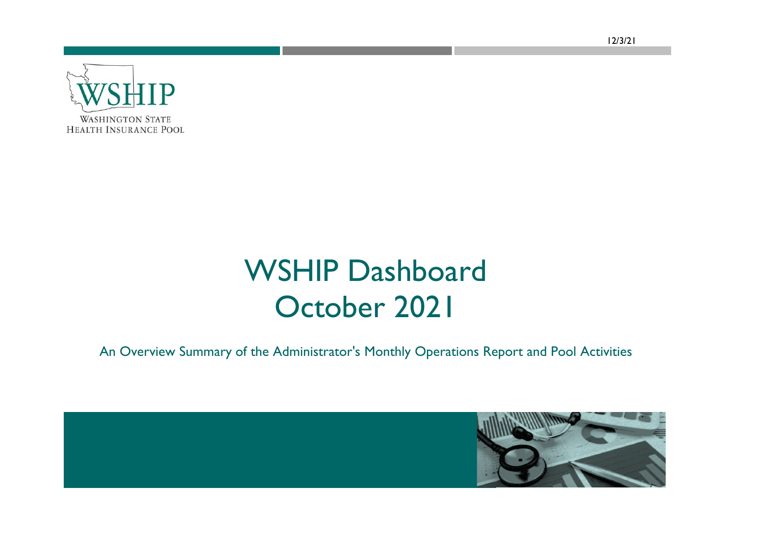12/3/21

WSHIP

WASHINGTON STATE
HEALTH INSURANCE POOL

# WSHIP Dashboard
# October 2021

An Overview Summary of the Administrator's Monthly Operations Report and Pool Activities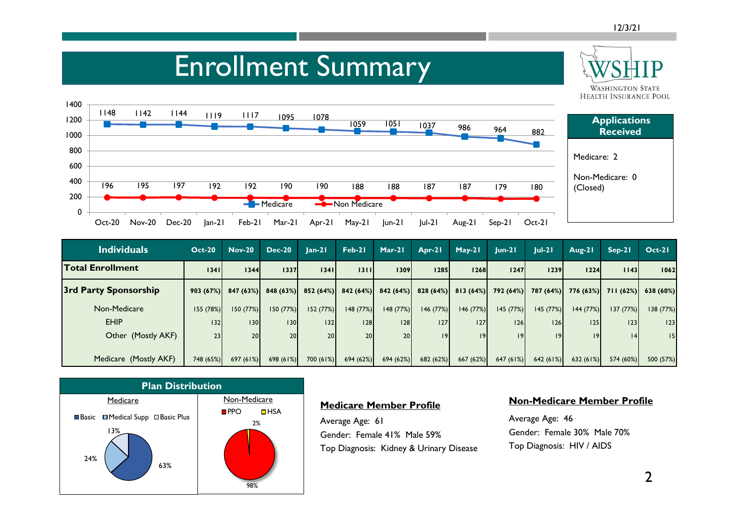# Enrollment Summary

| | Oct-20 | Nov-20 | Dec-20 | Jan-21 | Feb-21 | Mar-21 | Apr-21 | May-21 | Jun-21 | Jul-21 | Aug-21 | Sep-21 | Oct-21 |
|---|---|---|---|---|---|---|---|---|---|---|---|---|---|
| Medicare | 1148 | 1142 | 1144 | 1119 | 1117 | 1095 | 1078 | 1059 | 1051 | 1037 | 986 | 964 | 882 |
| Non Medicare | 196 | 195 | 197 | 192 | 192 | 190 | 190 | 188 | 188 | 187 | 187 | 179 | 180 |

## Applications Received

Medicare: 2

Non-Medicare: 0 (Closed)

| Individuals | Oct-20 | Nov-20 | Dec-20 | Jan-21 | Feb-21 | Mar-21 | Apr-21 | May-21 | Jun-21 | Jul-21 | Aug-21 | Sep-21 | Oct-21 |
|---|---|---|---|---|---|---|---|---|---|---|---|---|---|
| **Total Enrollment** | 1341 | 1344 | 1337 | 1341 | 1311 | 1309 | 1285 | 1268 | 1247 | 1239 | 1224 | 1143 | 1062 |
| **3rd Party Sponsorship** | 903 (67%) | 847 (63%) | 848 (63%) | 852 (64%) | 842 (64%) | 842 (64%) | 828 (64%) | 813 (64%) | 792 (64%) | 787 (64%) | 776 (63%) | 711 (62%) | 638 (60%) |
| Non-Medicare | 155 (78%) | 150 (77%) | 150 (77%) | 152 (77%) | 148 (77%) | 148 (77%) | 146 (77%) | 146 (77%) | 145 (77%) | 145 (77%) | 144 (77%) | 137 (77%) | 138 (77%) |
| EHIP | 132 | 130 | 130 | 132 | 128 | 128 | 127 | 127 | 126 | 126 | 125 | 123 | 123 |
| Other (Mostly AKF) | 23 | 20 | 20 | 20 | 20 | 20 | 19 | 19 | 19 | 19 | 19 | 14 | 15 |
| Medicare (Mostly AKF) | 748 (65%) | 697 (61%) | 698 (61%) | 700 (61%) | 694 (62%) | 694 (62%) | 682 (62%) | 667 (62%) | 647 (61%) | 642 (61%) | 632 (61%) | 574 (60%) | 500 (57%) |

## Plan Distribution

**Medicare**

| Plan | % |
|---|---|
| Basic | 63% |
| Medical Supp | 24% |
| Basic Plus | 13% |

**Non-Medicare**

| Plan | % |
|---|---|
| PPO | 98% |
| HSA | 2% |

**Medicare Member Profile**

Average Age: 61

Gender: Female 41% Male 59%

Top Diagnosis: Kidney & Urinary Disease

**Non-Medicare Member Profile**

Average Age: 46

Gender: Female 30% Male 70%

Top Diagnosis: HIV / AIDS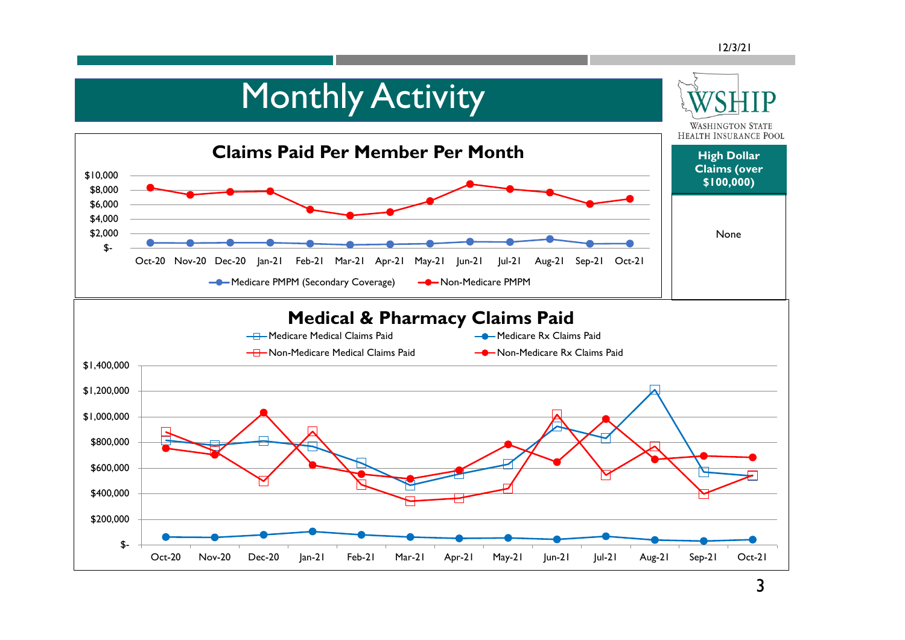# Monthly Activity

WSHIP
WASHINGTON STATE HEALTH INSURANCE POOL

## Claims Paid Per Member Per Month

$10,000
$8,000
$6,000
$4,000
$2,000
$-

Oct-20 Nov-20 Dec-20 Jan-21 Feb-21 Mar-21 Apr-21 May-21 Jun-21 Jul-21 Aug-21 Sep-21 Oct-21

Medicare PMPM (Secondary Coverage)
Non-Medicare PMPM

| High Dollar Claims (over $100,000) |
| --- |
| None |

## Medical & Pharmacy Claims Paid

Medicare Medical Claims Paid
Medicare Rx Claims Paid
Non-Medicare Medical Claims Paid
Non-Medicare Rx Claims Paid

$1,400,000
$1,200,000
$1,000,000
$800,000
$600,000
$400,000
$200,000
$-

Oct-20 Nov-20 Dec-20 Jan-21 Feb-21 Mar-21 Apr-21 May-21 Jun-21 Jul-21 Aug-21 Sep-21 Oct-21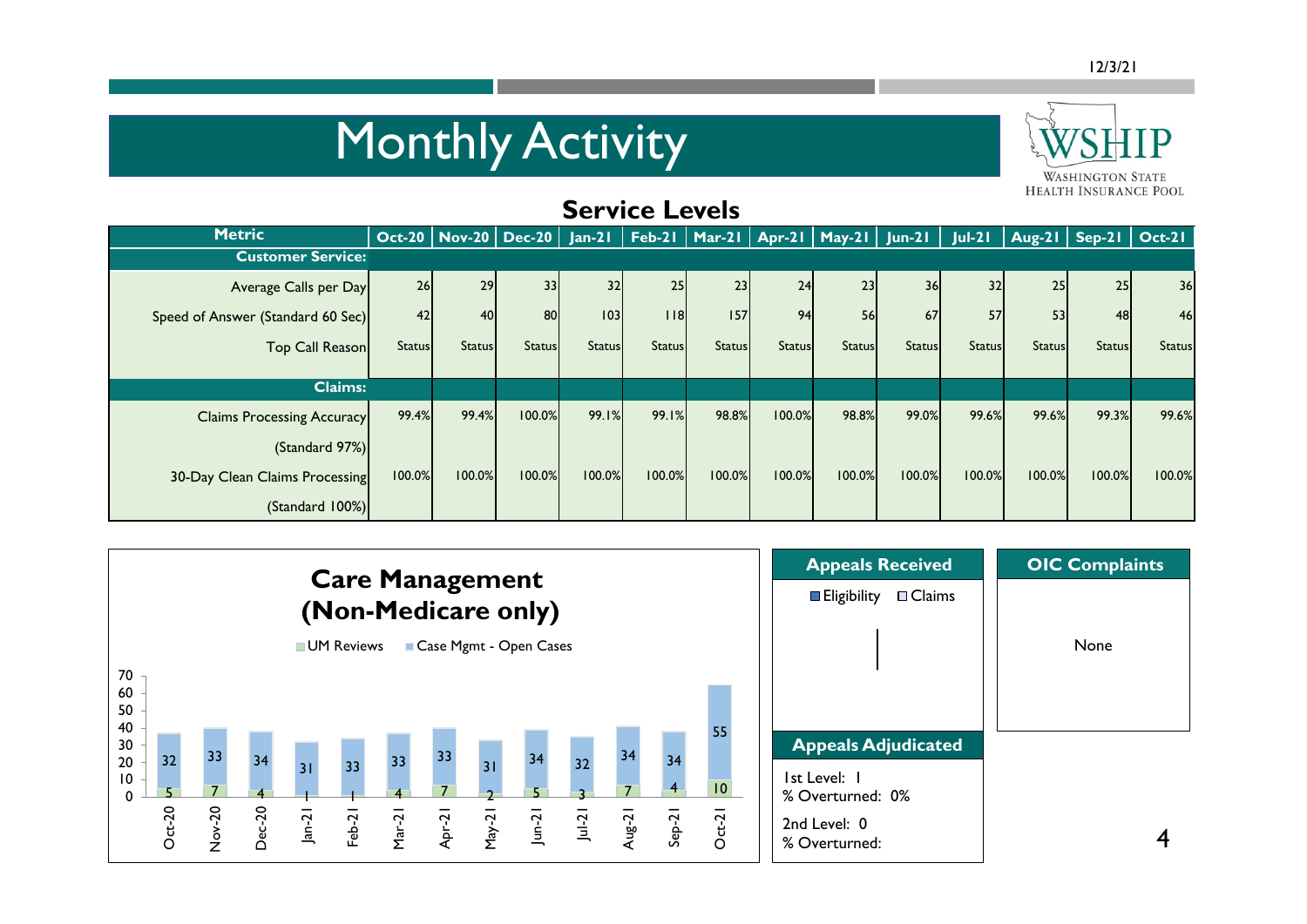# Monthly Activity

## Service Levels

| Metric | Oct-20 | Nov-20 | Dec-20 | Jan-21 | Feb-21 | Mar-21 | Apr-21 | May-21 | Jun-21 | Jul-21 | Aug-21 | Sep-21 | Oct-21 |
|---|---|---|---|---|---|---|---|---|---|---|---|---|---|
| **Customer Service:** | | | | | | | | | | | | | |
| Average Calls per Day | 26 | 29 | 33 | 32 | 25 | 23 | 24 | 23 | 36 | 32 | 25 | 25 | 36 |
| Speed of Answer (Standard 60 Sec) | 42 | 40 | 80 | 103 | 118 | 157 | 94 | 56 | 67 | 57 | 53 | 48 | 46 |
| Top Call Reason | Status | Status | Status | Status | Status | Status | Status | Status | Status | Status | Status | Status | Status |
| **Claims:** | | | | | | | | | | | | | |
| Claims Processing Accuracy (Standard 97%) | 99.4% | 99.4% | 100.0% | 99.1% | 99.1% | 98.8% | 100.0% | 98.8% | 99.0% | 99.6% | 99.6% | 99.3% | 99.6% |
| 30-Day Clean Claims Processing (Standard 100%) | 100.0% | 100.0% | 100.0% | 100.0% | 100.0% | 100.0% | 100.0% | 100.0% | 100.0% | 100.0% | 100.0% | 100.0% | 100.0% |

### Care Management (Non-Medicare only)

| Month | UM Reviews | Case Mgmt - Open Cases |
|---|---|---|
| Oct-20 | 5 | 32 |
| Nov-20 | 7 | 33 |
| Dec-20 | 4 | 34 |
| Jan-21 | 1 | 31 |
| Feb-21 | 1 | 33 |
| Mar-21 | 4 | 33 |
| Apr-21 | 7 | 33 |
| May-21 | 2 | 31 |
| Jun-21 | 5 | 34 |
| Jul-21 | 3 | 32 |
| Aug-21 | 7 | 34 |
| Sep-21 | 4 | 34 |
| Oct-21 | 10 | 55 |

### Appeals Received

Eligibility | Claims

### Appeals Adjudicated

1st Level: 1
% Overturned: 0%

2nd Level: 0
% Overturned:

### OIC Complaints

None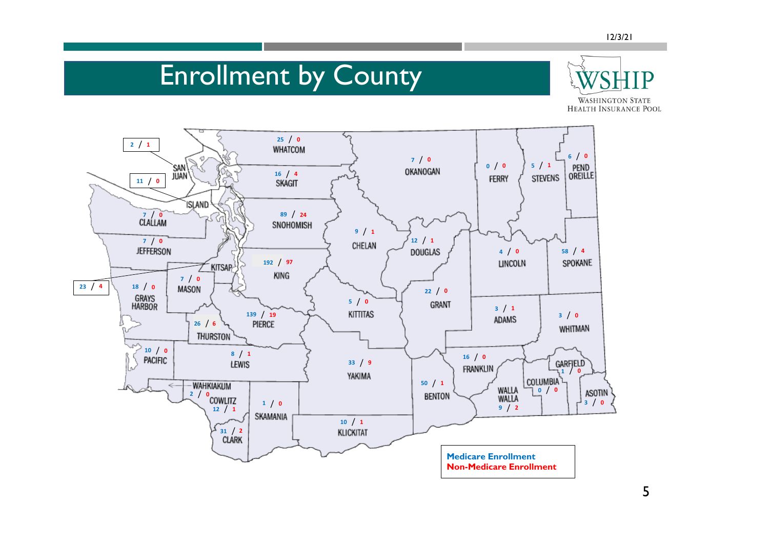# Enrollment by County

WSHIP
WASHINGTON STATE HEALTH INSURANCE POOL

SAN JUAN 2 / 1
ISLAND 11 / 0
WHATCOM 25 / 0
SKAGIT 16 / 4
CLALLAM 7 / 0
SNOHOMISH 89 / 24
JEFFERSON 7 / 0
KITSAP 23 / 4
KING 192 / 97
MASON 7 / 0
GRAYS HARBOR 18 / 0
PIERCE 139 / 19
THURSTON 26 / 6
PACIFIC 10 / 0
LEWIS 8 / 1
WAHKIAKUM 2 / 0
COWLITZ 12 / 1
CLARK 31 / 2
SKAMANIA 1 / 0
OKANOGAN 7 / 0
CHELAN 9 / 1
DOUGLAS 12 / 1
KITTITAS 5 / 0
YAKIMA 33 / 9
KLICKITAT 10 / 1
GRANT 22 / 0
BENTON 50 / 1
FRANKLIN 16 / 0
FERRY 0 / 0
STEVENS 5 / 1
PEND OREILLE 6 / 0
LINCOLN 4 / 0
SPOKANE 58 / 4
ADAMS 3 / 1
WHITMAN 3 / 0
WALLA WALLA 9 / 2
COLUMBIA 0 / 0
GARFIELD 1 / 0
ASOTIN 3 / 0

Medicare Enrollment
Non-Medicare Enrollment